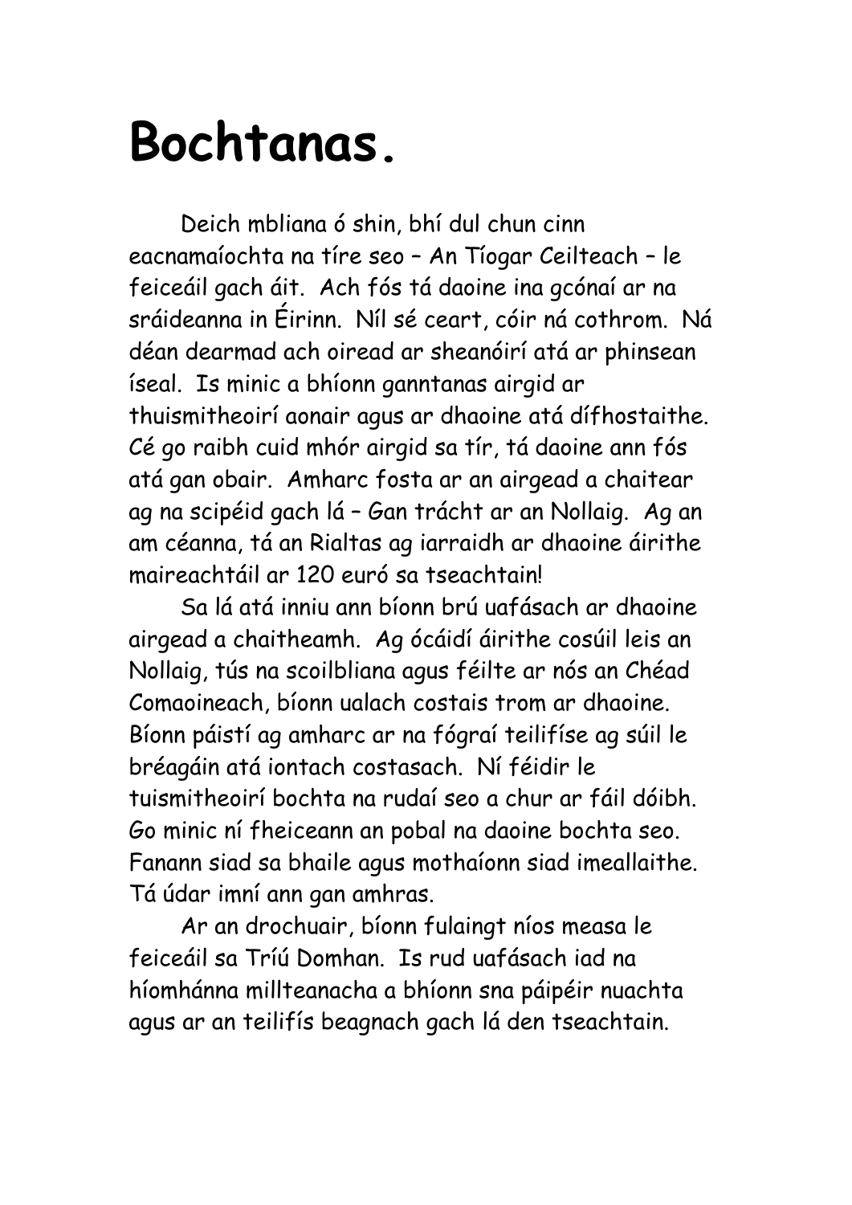# Bochtanas.

Deich mbliana ó shin, bhí dul chun cinn eacnamaíochta na tíre seo – An Tíogar Ceilteach – le feiceáil gach áit. Ach fós tá daoine ina gcónaí ar na sráideanna in Éirinn. Níl sé ceart, cóir ná cothrom. Ná déan dearmad ach oiread ar sheanóirí atá ar phinsean íseal. Is minic a bhíonn ganntanas airgid ar thuismitheoirí aonair agus ar dhaoine atá dífhostaithe. Cé go raibh cuid mhór airgid sa tír, tá daoine ann fós atá gan obair. Amharc fosta ar an airgead a chaitear ag na scipéid gach lá – Gan trácht ar an Nollaig. Ag an am céanna, tá an Rialtas ag iarraidh ar dhaoine áirithe maireachtáil ar 120 euró sa tseachtain!

Sa lá atá inniu ann bíonn brú uafásach ar dhaoine airgead a chaitheamh. Ag ócáidí áirithe cosúil leis an Nollaig, tús na scoilbliana agus féilte ar nós an Chéad Comaoineach, bíonn ualach costais trom ar dhaoine. Bíonn páistí ag amharc ar na fógraí teilifíse ag súil le bréagáin atá iontach costasach. Ní féidir le tuismitheoirí bochta na rudaí seo a chur ar fáil dóibh. Go minic ní fheiceann an pobal na daoine bochta seo. Fanann siad sa bhaile agus mothaíonn siad imeallaithe. Tá údar imní ann gan amhras.

Ar an drochuair, bíonn fulaingt níos measa le feiceáil sa Tríú Domhan. Is rud uafásach iad na híomhánna millteanacha a bhíonn sna páipéir nuachta agus ar an teilifís beagnach gach lá den tseachtain.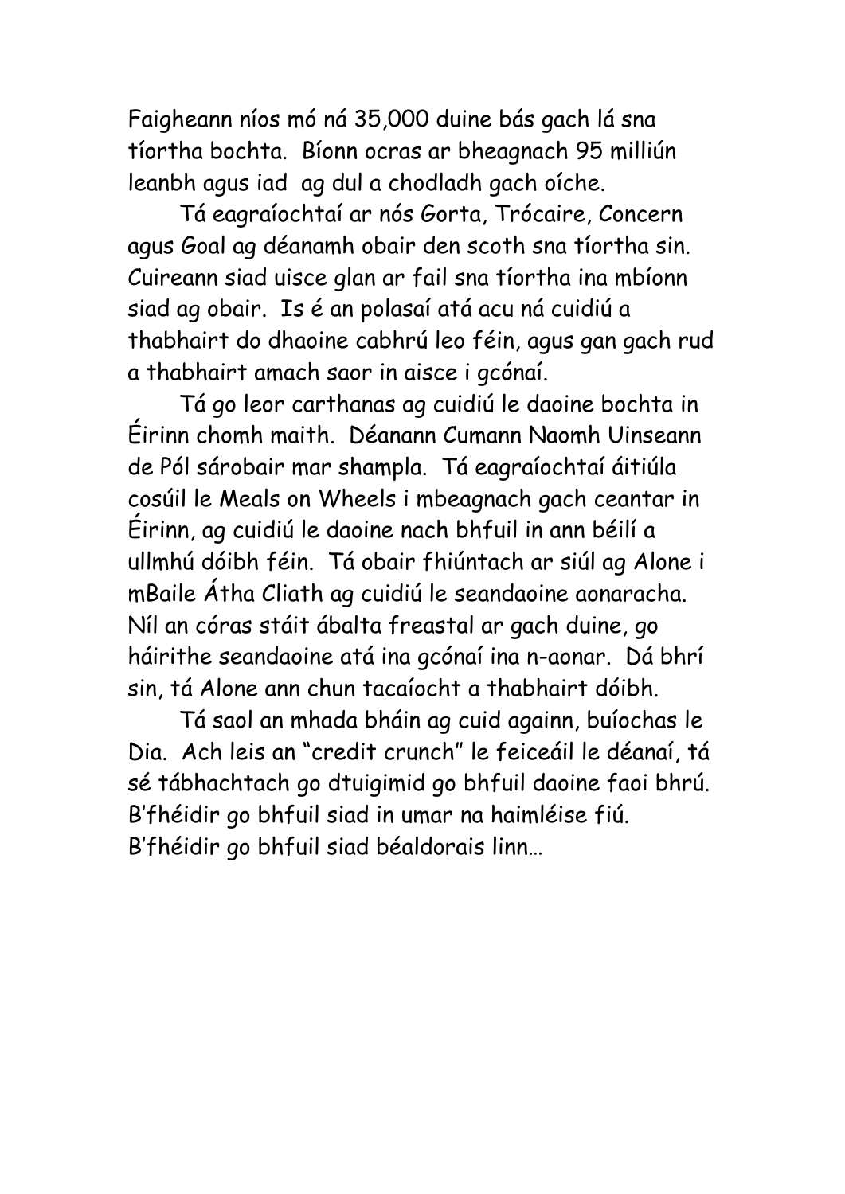Faigheann níos mó ná 35,000 duine bás gach lá sna tíortha bochta. Bíonn ocras ar bheagnach 95 milliún leanbh agus iad ag dul a chodladh gach oíche.

Tá eagraíochtaí ar nós Gorta, Trócaire, Concern agus Goal ag déanamh obair den scoth sna tíortha sin. Cuireann siad uisce glan ar fail sna tíortha ina mbíonn siad ag obair. Is é an polasaí atá acu ná cuidiú a thabhairt do dhaoine cabhrú leo féin, agus gan gach rud a thabhairt amach saor in aisce i gcónaí.

Tá go leor carthanas ag cuidiú le daoine bochta in Éirinn chomh maith. Déanann Cumann Naomh Uinseann de Pól sárobair mar shampla. Tá eagraíochtaí áitiúla cosúil le Meals on Wheels i mbeagnach gach ceantar in Éirinn, ag cuidiú le daoine nach bhfuil in ann béilí a ullmhú dóibh féin. Tá obair fhiúntach ar siúl ag Alone i mBaile Átha Cliath ag cuidiú le seandaoine aonaracha. Níl an córas stáit ábalta freastal ar gach duine, go háirithe seandaoine atá ina gcónaí ina n-aonar. Dá bhrí sin, tá Alone ann chun tacaíocht a thabhairt dóibh.

Tá saol an mhada bháin ag cuid againn, buíochas le Dia. Ach leis an "credit crunch" le feiceáil le déanaí, tá sé tábhachtach go dtuigimid go bhfuil daoine faoi bhrú. B'fhéidir go bhfuil siad in umar na haimléise fiú. B'fhéidir go bhfuil siad béaldorais linn…